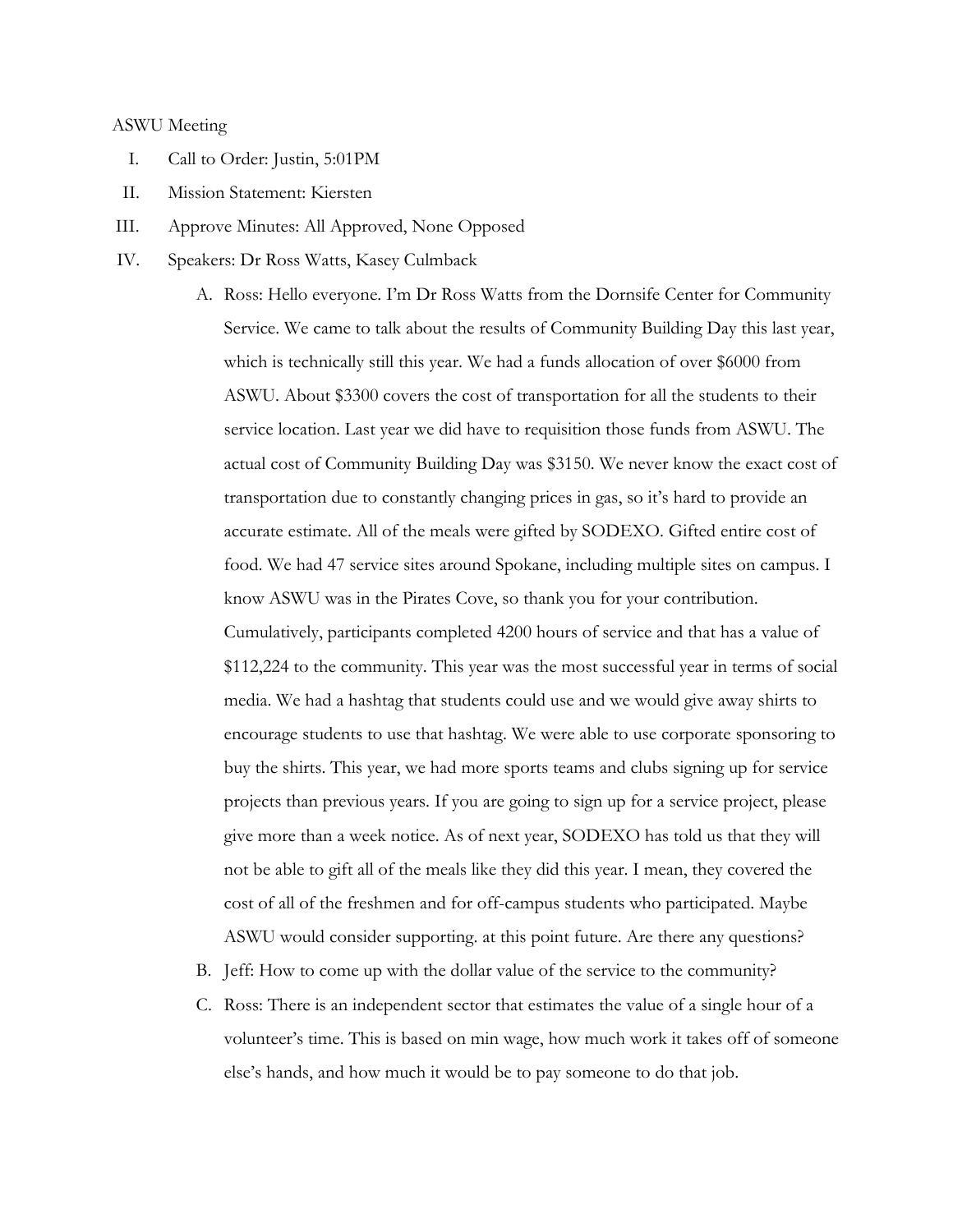ASWU Meeting

I. Call to Order: Justin, 5:01PM

II. Mission Statement: Kiersten

III. Approve Minutes: All Approved, None Opposed

IV. Speakers: Dr Ross Watts, Kasey Culmback

   A. Ross: Hello everyone. I'm Dr Ross Watts from the Dornsife Center for Community Service. We came to talk about the results of Community Building Day this last year, which is technically still this year. We had a funds allocation of over $6000 from ASWU. About $3300 covers the cost of transportation for all the students to their service location. Last year we did have to requisition those funds from ASWU. The actual cost of Community Building Day was $3150. We never know the exact cost of transportation due to constantly changing prices in gas, so it's hard to provide an accurate estimate. All of the meals were gifted by SODEXO. Gifted entire cost of food. We had 47 service sites around Spokane, including multiple sites on campus. I know ASWU was in the Pirates Cove, so thank you for your contribution. Cumulatively, participants completed 4200 hours of service and that has a value of $112,224 to the community. This year was the most successful year in terms of social media. We had a hashtag that students could use and we would give away shirts to encourage students to use that hashtag. We were able to use corporate sponsoring to buy the shirts. This year, we had more sports teams and clubs signing up for service projects than previous years. If you are going to sign up for a service project, please give more than a week notice. As of next year, SODEXO has told us that they will not be able to gift all of the meals like they did this year. I mean, they covered the cost of all of the freshmen and for off-campus students who participated. Maybe ASWU would consider supporting. at this point future. Are there any questions?

   B. Jeff: How to come up with the dollar value of the service to the community?

   C. Ross: There is an independent sector that estimates the value of a single hour of a volunteer's time. This is based on min wage, how much work it takes off of someone else's hands, and how much it would be to pay someone to do that job.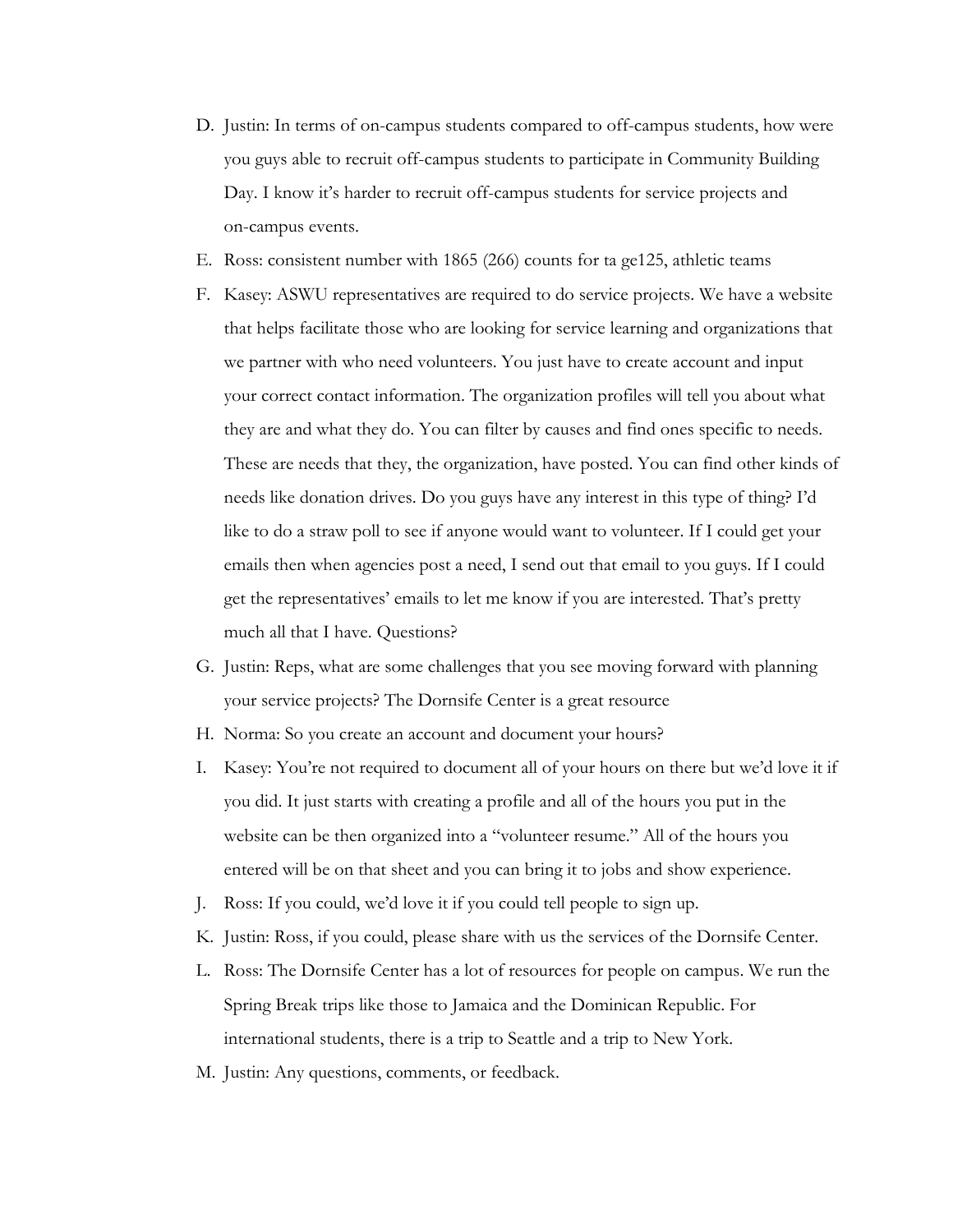D. Justin: In terms of on-campus students compared to off-campus students, how were you guys able to recruit off-campus students to participate in Community Building Day. I know it's harder to recruit off-campus students for service projects and on-campus events.

E. Ross: consistent number with 1865 (266) counts for ta ge125, athletic teams

F. Kasey: ASWU representatives are required to do service projects. We have a website that helps facilitate those who are looking for service learning and organizations that we partner with who need volunteers. You just have to create account and input your correct contact information. The organization profiles will tell you about what they are and what they do. You can filter by causes and find ones specific to needs. These are needs that they, the organization, have posted. You can find other kinds of needs like donation drives. Do you guys have any interest in this type of thing? I'd like to do a straw poll to see if anyone would want to volunteer. If I could get your emails then when agencies post a need, I send out that email to you guys. If I could get the representatives' emails to let me know if you are interested. That's pretty much all that I have. Questions?

G. Justin: Reps, what are some challenges that you see moving forward with planning your service projects? The Dornsife Center is a great resource

H. Norma: So you create an account and document your hours?

I. Kasey: You're not required to document all of your hours on there but we'd love it if you did. It just starts with creating a profile and all of the hours you put in the website can be then organized into a "volunteer resume." All of the hours you entered will be on that sheet and you can bring it to jobs and show experience.

J. Ross: If you could, we'd love it if you could tell people to sign up.

K. Justin: Ross, if you could, please share with us the services of the Dornsife Center.

L. Ross: The Dornsife Center has a lot of resources for people on campus. We run the Spring Break trips like those to Jamaica and the Dominican Republic. For international students, there is a trip to Seattle and a trip to New York.

M. Justin: Any questions, comments, or feedback.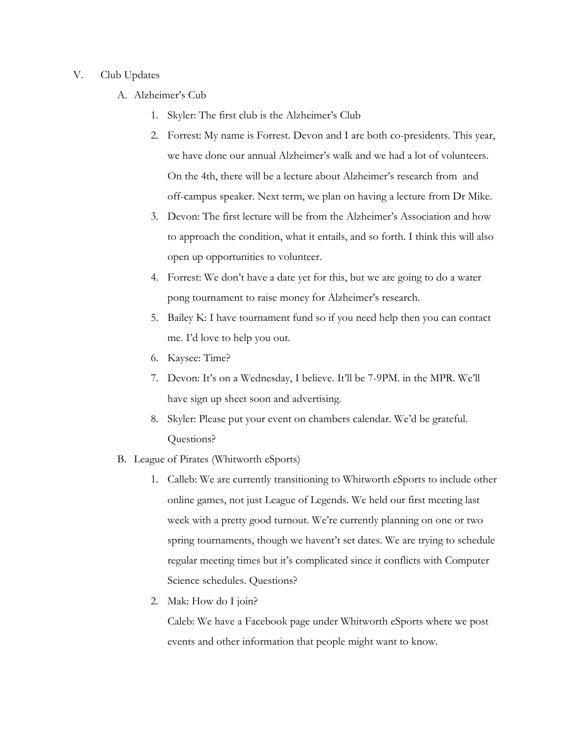V. Club Updates

A. Alzheimer's Cub

1. Skyler: The first club is the Alzheimer's Club
2. Forrest: My name is Forrest. Devon and I are both co-presidents. This year, we have done our annual Alzheimer's walk and we had a lot of volunteers. On the 4th, there will be a lecture about Alzheimer's research from and off-campus speaker. Next term, we plan on having a lecture from Dr Mike.
3. Devon: The first lecture will be from the Alzheimer's Association and how to approach the condition, what it entails, and so forth. I think this will also open up opportunities to volunteer.
4. Forrest: We don't have a date yet for this, but we are going to do a water pong tournament to raise money for Alzheimer's research.
5. Bailey K: I have tournament fund so if you need help then you can contact me. I'd love to help you out.
6. Kaysee: Time?
7. Devon: It's on a Wednesday, I believe. It'll be 7-9PM. in the MPR. We'll have sign up sheet soon and advertising.
8. Skyler: Please put your event on chambers calendar. We'd be grateful. Questions?

B. League of Pirates (Whitworth eSports)

1. Calleb: We are currently transitioning to Whitworth eSports to include other online games, not just League of Legends. We held our first meeting last week with a pretty good turnout. We're currently planning on one or two spring tournaments, though we havent't set dates. We are trying to schedule regular meeting times but it's complicated since it conflicts with Computer Science schedules. Questions?
2. Mak: How do I join?

   Caleb: We have a Facebook page under Whitworth eSports where we post events and other information that people might want to know.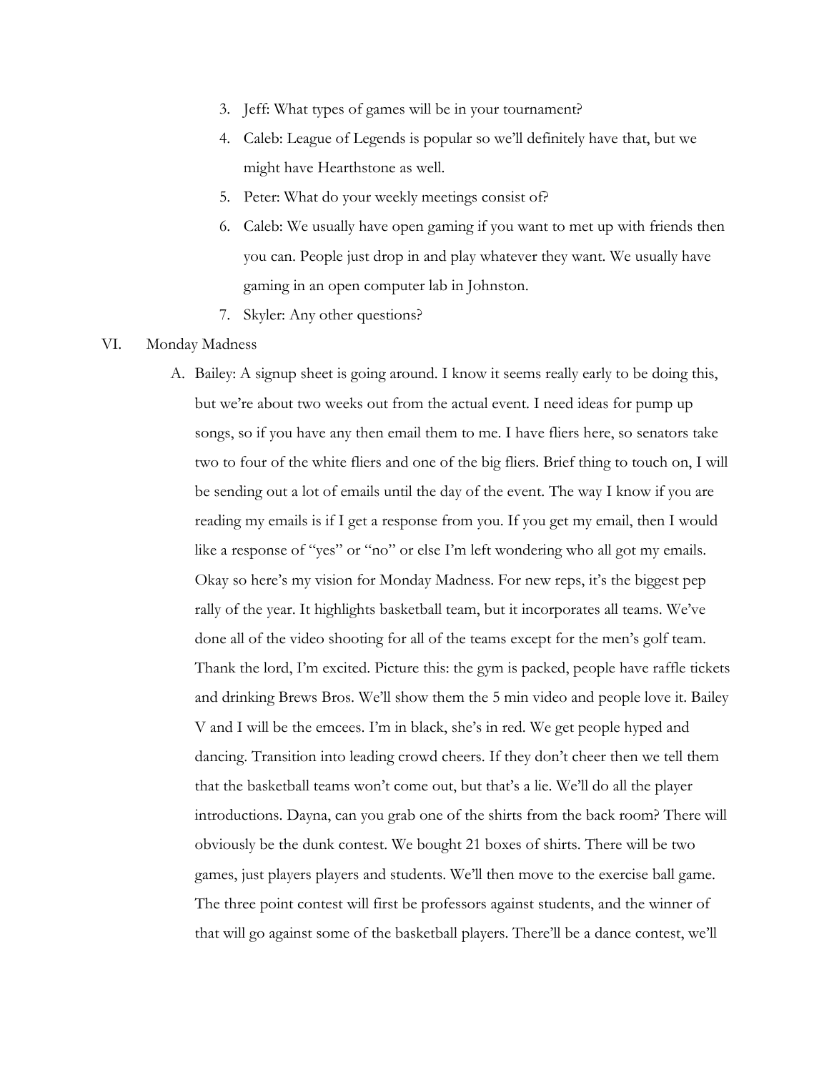3. Jeff: What types of games will be in your tournament?
4. Caleb: League of Legends is popular so we'll definitely have that, but we might have Hearthstone as well.
5. Peter: What do your weekly meetings consist of?
6. Caleb: We usually have open gaming if you want to met up with friends then you can. People just drop in and play whatever they want. We usually have gaming in an open computer lab in Johnston.
7. Skyler: Any other questions?

VI. Monday Madness

A. Bailey: A signup sheet is going around. I know it seems really early to be doing this, but we're about two weeks out from the actual event. I need ideas for pump up songs, so if you have any then email them to me. I have fliers here, so senators take two to four of the white fliers and one of the big fliers. Brief thing to touch on, I will be sending out a lot of emails until the day of the event. The way I know if you are reading my emails is if I get a response from you. If you get my email, then I would like a response of "yes" or "no" or else I'm left wondering who all got my emails. Okay so here's my vision for Monday Madness. For new reps, it's the biggest pep rally of the year. It highlights basketball team, but it incorporates all teams. We've done all of the video shooting for all of the teams except for the men's golf team. Thank the lord, I'm excited. Picture this: the gym is packed, people have raffle tickets and drinking Brews Bros. We'll show them the 5 min video and people love it. Bailey V and I will be the emcees. I'm in black, she's in red. We get people hyped and dancing. Transition into leading crowd cheers. If they don't cheer then we tell them that the basketball teams won't come out, but that's a lie. We'll do all the player introductions. Dayna, can you grab one of the shirts from the back room? There will obviously be the dunk contest. We bought 21 boxes of shirts. There will be two games, just players players and students. We'll then move to the exercise ball game. The three point contest will first be professors against students, and the winner of that will go against some of the basketball players. There'll be a dance contest, we'll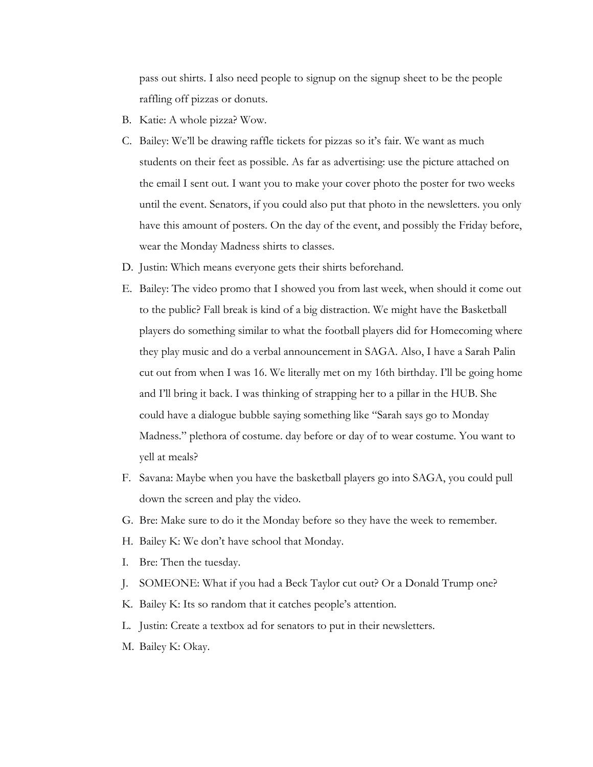pass out shirts. I also need people to signup on the signup sheet to be the people raffling off pizzas or donuts.

B. Katie: A whole pizza? Wow.

C. Bailey: We'll be drawing raffle tickets for pizzas so it's fair. We want as much students on their feet as possible. As far as advertising: use the picture attached on the email I sent out. I want you to make your cover photo the poster for two weeks until the event. Senators, if you could also put that photo in the newsletters. you only have this amount of posters. On the day of the event, and possibly the Friday before, wear the Monday Madness shirts to classes.

D. Justin: Which means everyone gets their shirts beforehand.

E. Bailey: The video promo that I showed you from last week, when should it come out to the public? Fall break is kind of a big distraction. We might have the Basketball players do something similar to what the football players did for Homecoming where they play music and do a verbal announcement in SAGA. Also, I have a Sarah Palin cut out from when I was 16. We literally met on my 16th birthday. I'll be going home and I'll bring it back. I was thinking of strapping her to a pillar in the HUB. She could have a dialogue bubble saying something like "Sarah says go to Monday Madness." plethora of costume. day before or day of to wear costume. You want to yell at meals?

F. Savana: Maybe when you have the basketball players go into SAGA, you could pull down the screen and play the video.

G. Bre: Make sure to do it the Monday before so they have the week to remember.

H. Bailey K: We don't have school that Monday.

I. Bre: Then the tuesday.

J. SOMEONE: What if you had a Beck Taylor cut out? Or a Donald Trump one?

K. Bailey K: Its so random that it catches people's attention.

L. Justin: Create a textbox ad for senators to put in their newsletters.

M. Bailey K: Okay.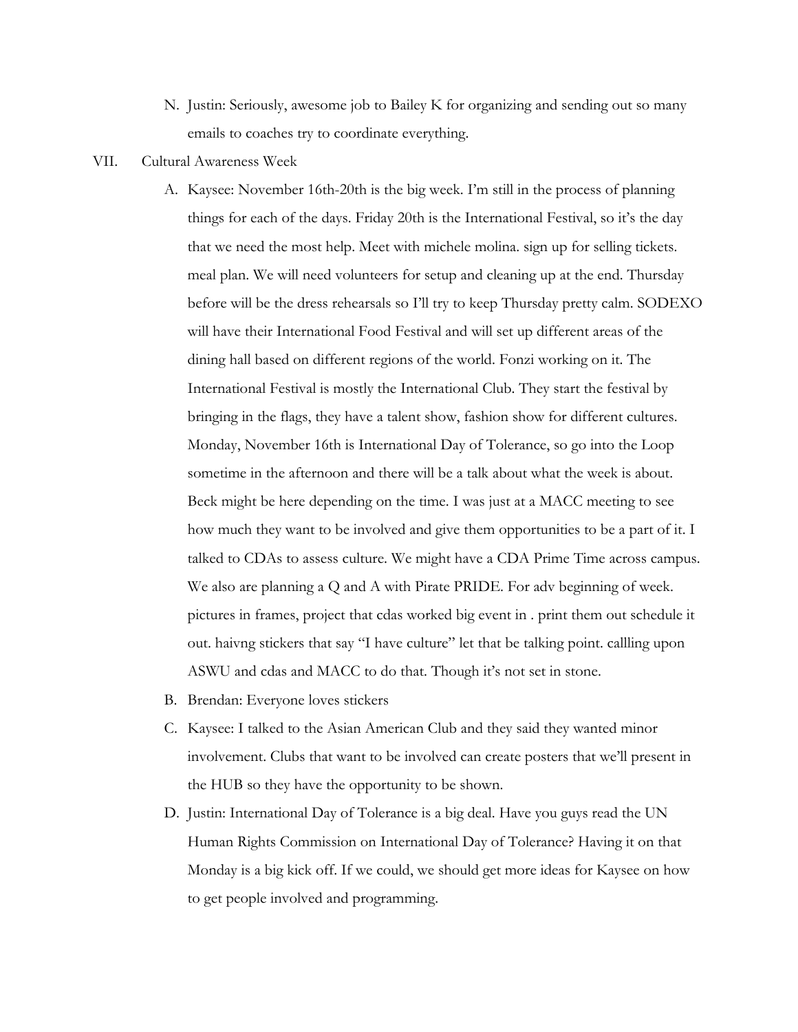N. Justin: Seriously, awesome job to Bailey K for organizing and sending out so many emails to coaches try to coordinate everything.

VII. Cultural Awareness Week

A. Kaysee: November 16th-20th is the big week. I'm still in the process of planning things for each of the days. Friday 20th is the International Festival, so it's the day that we need the most help. Meet with michele molina. sign up for selling tickets. meal plan. We will need volunteers for setup and cleaning up at the end. Thursday before will be the dress rehearsals so I'll try to keep Thursday pretty calm. SODEXO will have their International Food Festival and will set up different areas of the dining hall based on different regions of the world. Fonzi working on it. The International Festival is mostly the International Club. They start the festival by bringing in the flags, they have a talent show, fashion show for different cultures. Monday, November 16th is International Day of Tolerance, so go into the Loop sometime in the afternoon and there will be a talk about what the week is about. Beck might be here depending on the time. I was just at a MACC meeting to see how much they want to be involved and give them opportunities to be a part of it. I talked to CDAs to assess culture. We might have a CDA Prime Time across campus. We also are planning a Q and A with Pirate PRIDE. For adv beginning of week. pictures in frames, project that cdas worked big event in . print them out schedule it out. haivng stickers that say "I have culture" let that be talking point. callling upon ASWU and cdas and MACC to do that. Though it's not set in stone.

B. Brendan: Everyone loves stickers

C. Kaysee: I talked to the Asian American Club and they said they wanted minor involvement. Clubs that want to be involved can create posters that we'll present in the HUB so they have the opportunity to be shown.

D. Justin: International Day of Tolerance is a big deal. Have you guys read the UN Human Rights Commission on International Day of Tolerance? Having it on that Monday is a big kick off. If we could, we should get more ideas for Kaysee on how to get people involved and programming.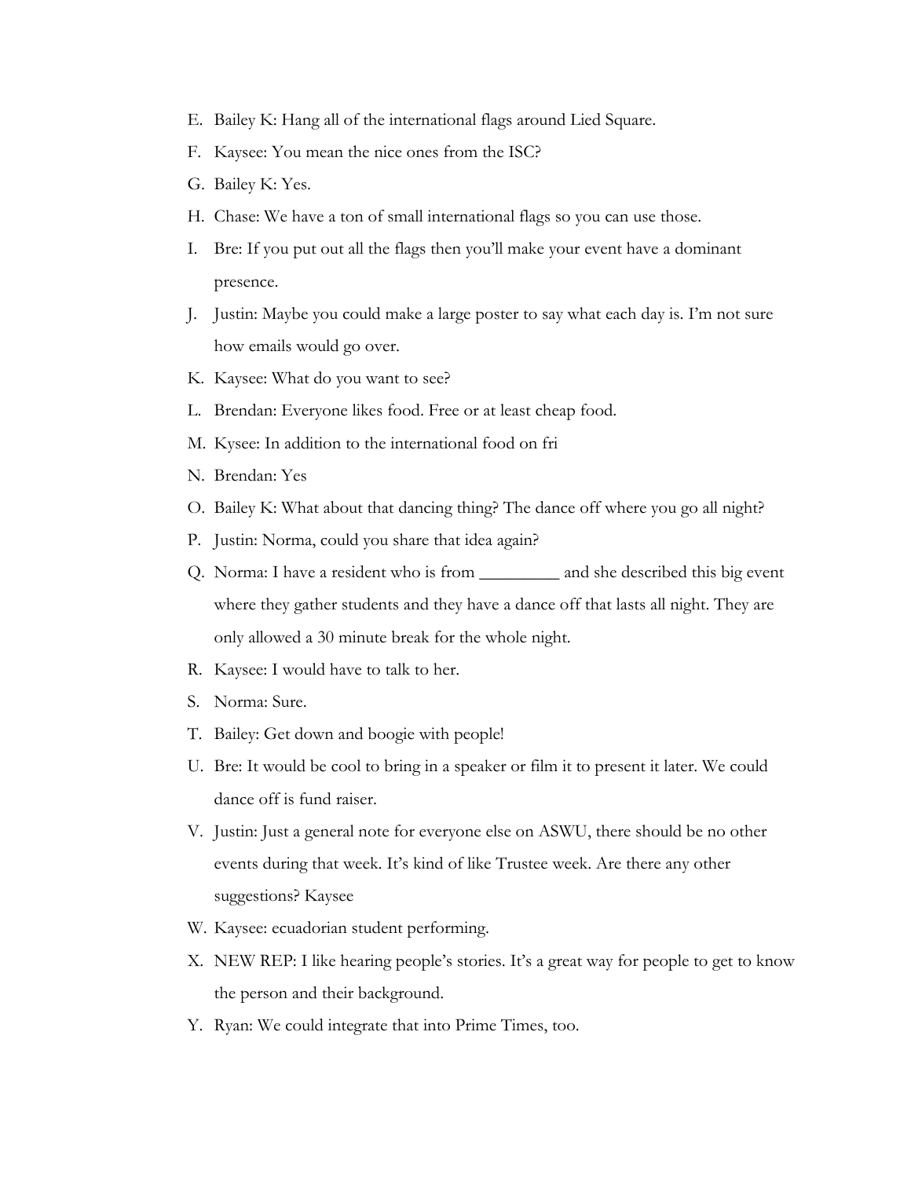E. Bailey K: Hang all of the international flags around Lied Square.
F. Kaysee: You mean the nice ones from the ISC?
G. Bailey K: Yes.
H. Chase: We have a ton of small international flags so you can use those.
I. Bre: If you put out all the flags then you'll make your event have a dominant presence.
J. Justin: Maybe you could make a large poster to say what each day is. I'm not sure how emails would go over.
K. Kaysee: What do you want to see?
L. Brendan: Everyone likes food. Free or at least cheap food.
M. Kysee: In addition to the international food on fri
N. Brendan: Yes
O. Bailey K: What about that dancing thing? The dance off where you go all night?
P. Justin: Norma, could you share that idea again?
Q. Norma: I have a resident who is from _________ and she described this big event where they gather students and they have a dance off that lasts all night. They are only allowed a 30 minute break for the whole night.
R. Kaysee: I would have to talk to her.
S. Norma: Sure.
T. Bailey: Get down and boogie with people!
U. Bre: It would be cool to bring in a speaker or film it to present it later. We could dance off is fund raiser.
V. Justin: Just a general note for everyone else on ASWU, there should be no other events during that week. It's kind of like Trustee week. Are there any other suggestions? Kaysee
W. Kaysee: ecuadorian student performing.
X. NEW REP: I like hearing people's stories. It's a great way for people to get to know the person and their background.
Y. Ryan: We could integrate that into Prime Times, too.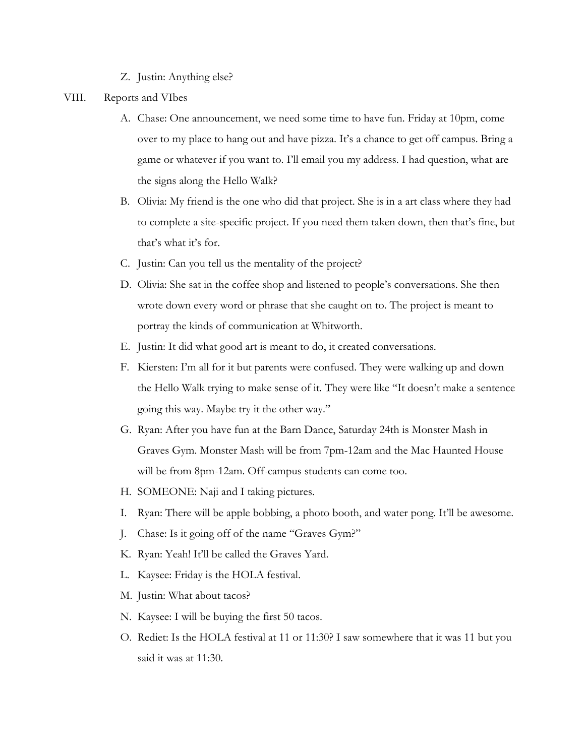Z. Justin: Anything else?

VIII. Reports and VIbes

A. Chase: One announcement, we need some time to have fun. Friday at 10pm, come over to my place to hang out and have pizza. It's a chance to get off campus. Bring a game or whatever if you want to. I'll email you my address. I had question, what are the signs along the Hello Walk?

B. Olivia: My friend is the one who did that project. She is in a art class where they had to complete a site-specific project. If you need them taken down, then that's fine, but that's what it's for.

C. Justin: Can you tell us the mentality of the project?

D. Olivia: She sat in the coffee shop and listened to people's conversations. She then wrote down every word or phrase that she caught on to. The project is meant to portray the kinds of communication at Whitworth.

E. Justin: It did what good art is meant to do, it created conversations.

F. Kiersten: I'm all for it but parents were confused. They were walking up and down the Hello Walk trying to make sense of it. They were like "It doesn't make a sentence going this way. Maybe try it the other way."

G. Ryan: After you have fun at the Barn Dance, Saturday 24th is Monster Mash in Graves Gym. Monster Mash will be from 7pm-12am and the Mac Haunted House will be from 8pm-12am. Off-campus students can come too.

H. SOMEONE: Naji and I taking pictures.

I. Ryan: There will be apple bobbing, a photo booth, and water pong. It'll be awesome.

J. Chase: Is it going off of the name "Graves Gym?"

K. Ryan: Yeah! It'll be called the Graves Yard.

L. Kaysee: Friday is the HOLA festival.

M. Justin: What about tacos?

N. Kaysee: I will be buying the first 50 tacos.

O. Rediet: Is the HOLA festival at 11 or 11:30? I saw somewhere that it was 11 but you said it was at 11:30.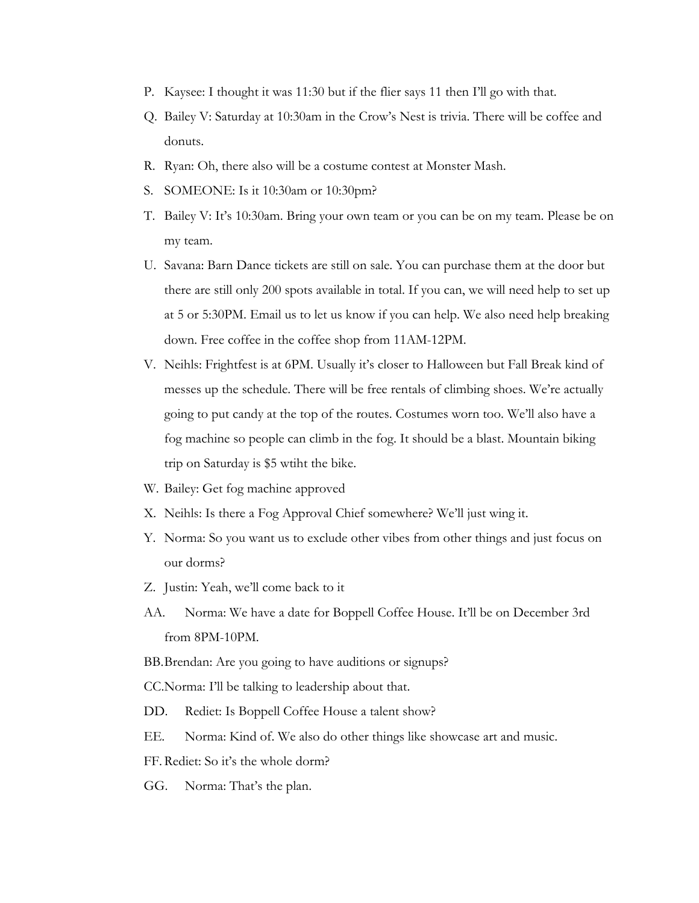P. Kaysee: I thought it was 11:30 but if the flier says 11 then I'll go with that.

Q. Bailey V: Saturday at 10:30am in the Crow's Nest is trivia. There will be coffee and donuts.

R. Ryan: Oh, there also will be a costume contest at Monster Mash.

S. SOMEONE: Is it 10:30am or 10:30pm?

T. Bailey V: It's 10:30am. Bring your own team or you can be on my team. Please be on my team.

U. Savana: Barn Dance tickets are still on sale. You can purchase them at the door but there are still only 200 spots available in total. If you can, we will need help to set up at 5 or 5:30PM. Email us to let us know if you can help. We also need help breaking down. Free coffee in the coffee shop from 11AM-12PM.

V. Neihls: Frightfest is at 6PM. Usually it's closer to Halloween but Fall Break kind of messes up the schedule. There will be free rentals of climbing shoes. We're actually going to put candy at the top of the routes. Costumes worn too. We'll also have a fog machine so people can climb in the fog. It should be a blast. Mountain biking trip on Saturday is $5 wtiht the bike.

W. Bailey: Get fog machine approved

X. Neihls: Is there a Fog Approval Chief somewhere? We'll just wing it.

Y. Norma: So you want us to exclude other vibes from other things and just focus on our dorms?

Z. Justin: Yeah, we'll come back to it

AA. Norma: We have a date for Boppell Coffee House. It'll be on December 3rd from 8PM-10PM.

BB. Brendan: Are you going to have auditions or signups?

CC. Norma: I'll be talking to leadership about that.

DD. Rediet: Is Boppell Coffee House a talent show?

EE. Norma: Kind of. We also do other things like showcase art and music.

FF. Rediet: So it's the whole dorm?

GG. Norma: That's the plan.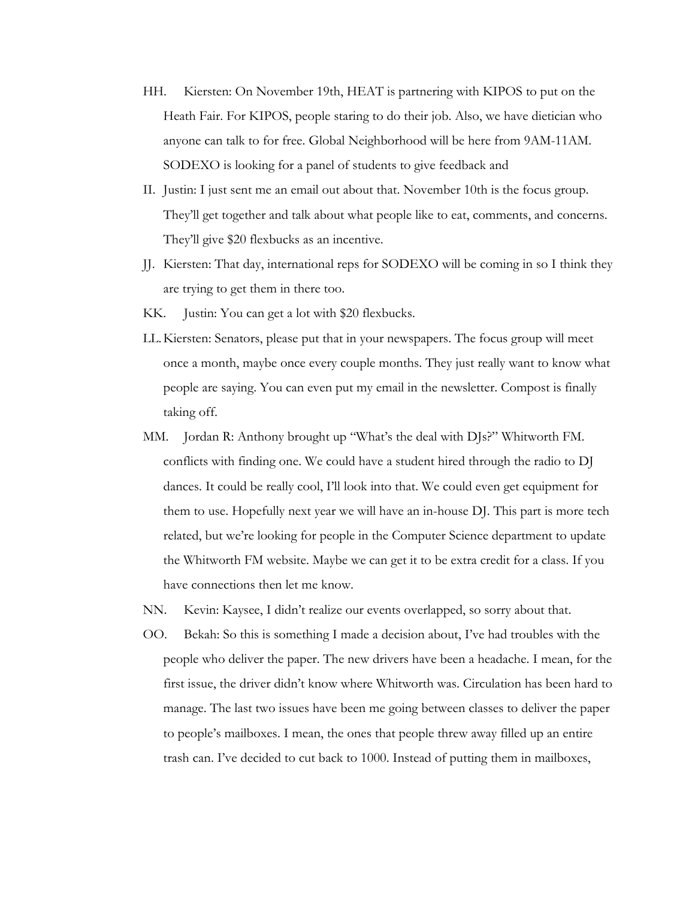HH. Kiersten: On November 19th, HEAT is partnering with KIPOS to put on the Heath Fair. For KIPOS, people staring to do their job. Also, we have dietician who anyone can talk to for free. Global Neighborhood will be here from 9AM-11AM. SODEXO is looking for a panel of students to give feedback and

II. Justin: I just sent me an email out about that. November 10th is the focus group. They'll get together and talk about what people like to eat, comments, and concerns. They'll give $20 flexbucks as an incentive.

JJ. Kiersten: That day, international reps for SODEXO will be coming in so I think they are trying to get them in there too.

KK. Justin: You can get a lot with $20 flexbucks.

LL. Kiersten: Senators, please put that in your newspapers. The focus group will meet once a month, maybe once every couple months. They just really want to know what people are saying. You can even put my email in the newsletter. Compost is finally taking off.

MM. Jordan R: Anthony brought up "What's the deal with DJs?" Whitworth FM. conflicts with finding one. We could have a student hired through the radio to DJ dances. It could be really cool, I'll look into that. We could even get equipment for them to use. Hopefully next year we will have an in-house DJ. This part is more tech related, but we're looking for people in the Computer Science department to update the Whitworth FM website. Maybe we can get it to be extra credit for a class. If you have connections then let me know.

NN. Kevin: Kaysee, I didn't realize our events overlapped, so sorry about that.

OO. Bekah: So this is something I made a decision about, I've had troubles with the people who deliver the paper. The new drivers have been a headache. I mean, for the first issue, the driver didn't know where Whitworth was. Circulation has been hard to manage. The last two issues have been me going between classes to deliver the paper to people's mailboxes. I mean, the ones that people threw away filled up an entire trash can. I've decided to cut back to 1000. Instead of putting them in mailboxes,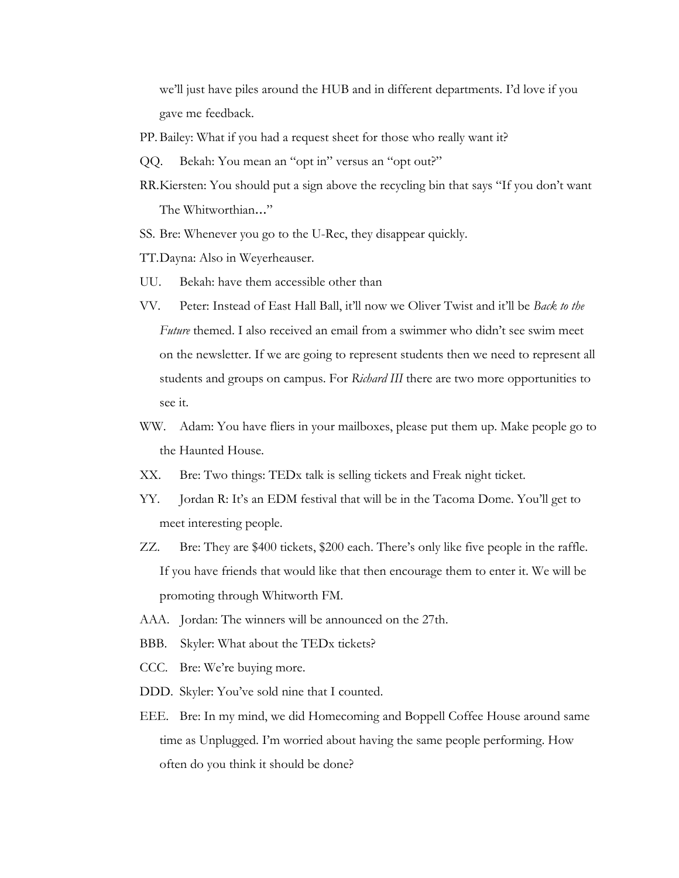we'll just have piles around the HUB and in different departments. I'd love if you gave me feedback.

PP. Bailey: What if you had a request sheet for those who really want it?

QQ. Bekah: You mean an "opt in" versus an "opt out?"

RR. Kiersten: You should put a sign above the recycling bin that says "If you don't want The Whitworthian…"

SS. Bre: Whenever you go to the U-Rec, they disappear quickly.

TT. Dayna: Also in Weyerheauser.

UU. Bekah: have them accessible other than

VV. Peter: Instead of East Hall Ball, it'll now we Oliver Twist and it'll be *Back to the Future* themed. I also received an email from a swimmer who didn't see swim meet on the newsletter. If we are going to represent students then we need to represent all students and groups on campus. For *Richard III* there are two more opportunities to see it.

WW. Adam: You have fliers in your mailboxes, please put them up. Make people go to the Haunted House.

XX. Bre: Two things: TEDx talk is selling tickets and Freak night ticket.

YY. Jordan R: It's an EDM festival that will be in the Tacoma Dome. You'll get to meet interesting people.

ZZ. Bre: They are $400 tickets, $200 each. There's only like five people in the raffle. If you have friends that would like that then encourage them to enter it. We will be promoting through Whitworth FM.

AAA. Jordan: The winners will be announced on the 27th.

BBB. Skyler: What about the TEDx tickets?

CCC. Bre: We're buying more.

DDD. Skyler: You've sold nine that I counted.

EEE. Bre: In my mind, we did Homecoming and Boppell Coffee House around same time as Unplugged. I'm worried about having the same people performing. How often do you think it should be done?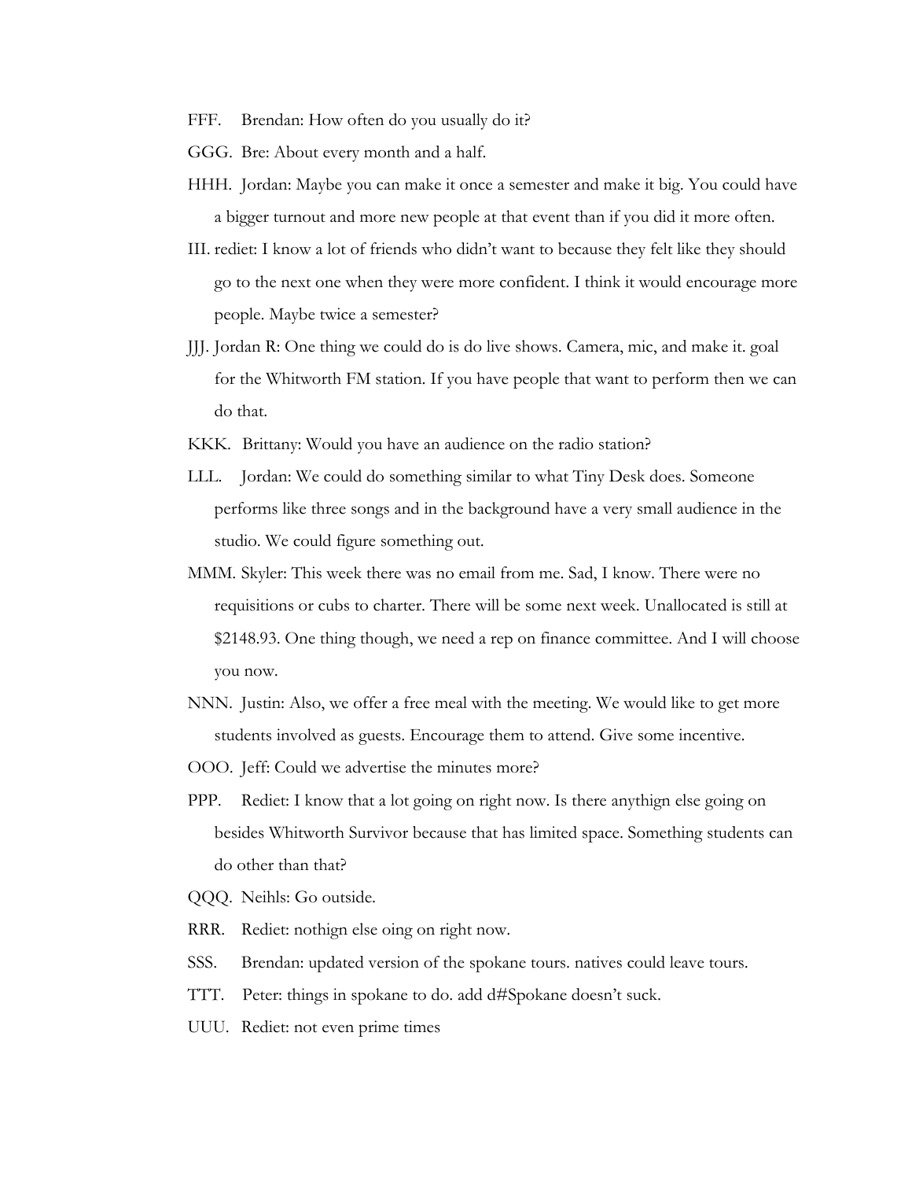FFF. Brendan: How often do you usually do it?

GGG. Bre: About every month and a half.

HHH. Jordan: Maybe you can make it once a semester and make it big. You could have a bigger turnout and more new people at that event than if you did it more often.

III. rediet: I know a lot of friends who didn't want to because they felt like they should go to the next one when they were more confident. I think it would encourage more people. Maybe twice a semester?

JJJ. Jordan R: One thing we could do is do live shows. Camera, mic, and make it. goal for the Whitworth FM station. If you have people that want to perform then we can do that.

KKK. Brittany: Would you have an audience on the radio station?

LLL. Jordan: We could do something similar to what Tiny Desk does. Someone performs like three songs and in the background have a very small audience in the studio. We could figure something out.

MMM. Skyler: This week there was no email from me. Sad, I know. There were no requisitions or cubs to charter. There will be some next week. Unallocated is still at $2148.93. One thing though, we need a rep on finance committee. And I will choose you now.

NNN. Justin: Also, we offer a free meal with the meeting. We would like to get more students involved as guests. Encourage them to attend. Give some incentive.

OOO. Jeff: Could we advertise the minutes more?

PPP. Rediet: I know that a lot going on right now. Is there anythign else going on besides Whitworth Survivor because that has limited space. Something students can do other than that?

QQQ. Neihls: Go outside.

RRR. Rediet: nothign else oing on right now.

SSS. Brendan: updated version of the spokane tours. natives could leave tours.

TTT. Peter: things in spokane to do. add d#Spokane doesn't suck.

UUU. Rediet: not even prime times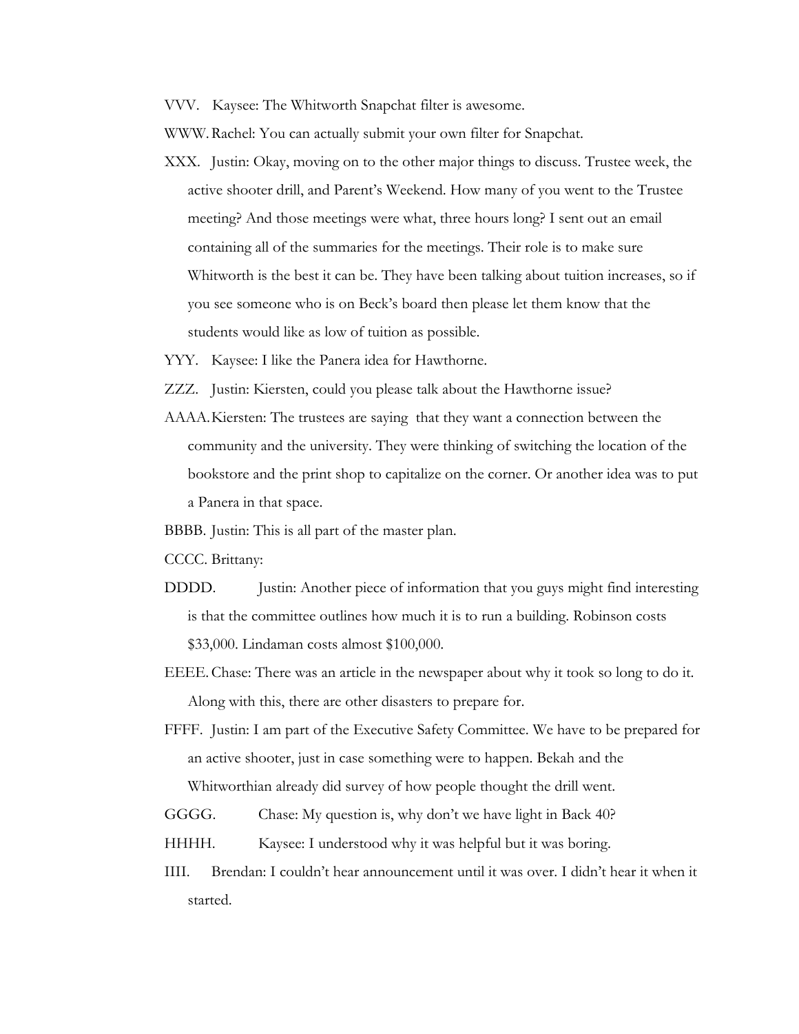VVV. Kaysee: The Whitworth Snapchat filter is awesome.

WWW. Rachel: You can actually submit your own filter for Snapchat.

XXX. Justin: Okay, moving on to the other major things to discuss. Trustee week, the active shooter drill, and Parent's Weekend. How many of you went to the Trustee meeting? And those meetings were what, three hours long? I sent out an email containing all of the summaries for the meetings. Their role is to make sure Whitworth is the best it can be. They have been talking about tuition increases, so if you see someone who is on Beck's board then please let them know that the students would like as low of tuition as possible.

YYY. Kaysee: I like the Panera idea for Hawthorne.

ZZZ. Justin: Kiersten, could you please talk about the Hawthorne issue?

AAAA. Kiersten: The trustees are saying that they want a connection between the community and the university. They were thinking of switching the location of the bookstore and the print shop to capitalize on the corner. Or another idea was to put a Panera in that space.

BBBB. Justin: This is all part of the master plan.

CCCC. Brittany:

DDDD. Justin: Another piece of information that you guys might find interesting is that the committee outlines how much it is to run a building. Robinson costs $33,000. Lindaman costs almost $100,000.

EEEE. Chase: There was an article in the newspaper about why it took so long to do it. Along with this, there are other disasters to prepare for.

FFFF. Justin: I am part of the Executive Safety Committee. We have to be prepared for an active shooter, just in case something were to happen. Bekah and the Whitworthian already did survey of how people thought the drill went.

GGGG. Chase: My question is, why don't we have light in Back 40?

HHHH. Kaysee: I understood why it was helpful but it was boring.

IIII. Brendan: I couldn't hear announcement until it was over. I didn't hear it when it started.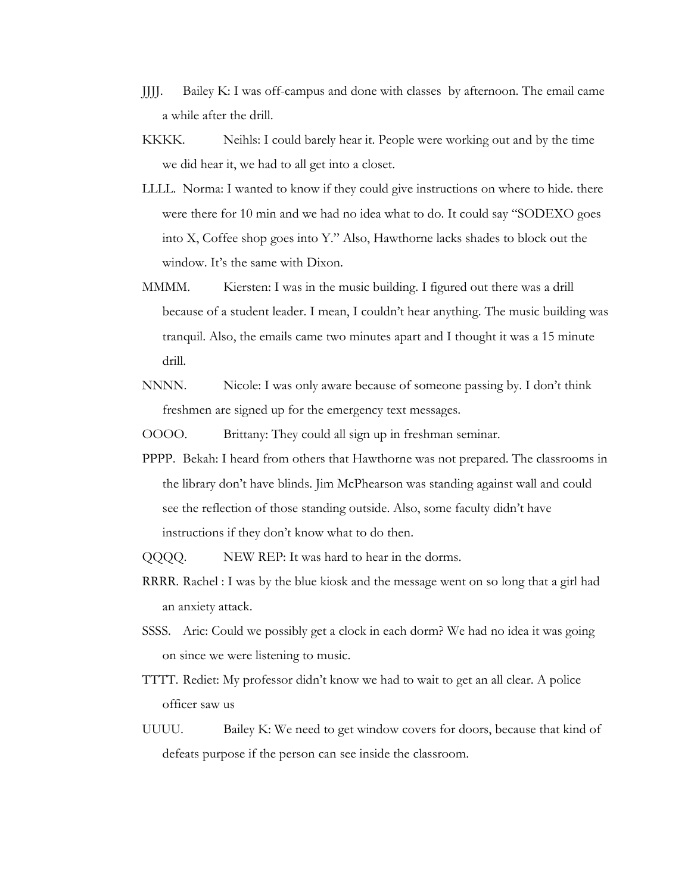JJJJ. Bailey K: I was off-campus and done with classes by afternoon. The email came a while after the drill.

KKKK. Neihls: I could barely hear it. People were working out and by the time we did hear it, we had to all get into a closet.

LLLL. Norma: I wanted to know if they could give instructions on where to hide. there were there for 10 min and we had no idea what to do. It could say "SODEXO goes into X, Coffee shop goes into Y." Also, Hawthorne lacks shades to block out the window. It's the same with Dixon.

MMMM. Kiersten: I was in the music building. I figured out there was a drill because of a student leader. I mean, I couldn't hear anything. The music building was tranquil. Also, the emails came two minutes apart and I thought it was a 15 minute drill.

NNNN. Nicole: I was only aware because of someone passing by. I don't think freshmen are signed up for the emergency text messages.

OOOO. Brittany: They could all sign up in freshman seminar.

PPPP. Bekah: I heard from others that Hawthorne was not prepared. The classrooms in the library don't have blinds. Jim McPhearson was standing against wall and could see the reflection of those standing outside. Also, some faculty didn't have instructions if they don't know what to do then.

QQQQ. NEW REP: It was hard to hear in the dorms.

RRRR. Rachel : I was by the blue kiosk and the message went on so long that a girl had an anxiety attack.

SSSS. Aric: Could we possibly get a clock in each dorm? We had no idea it was going on since we were listening to music.

TTTT. Rediet: My professor didn't know we had to wait to get an all clear. A police officer saw us

UUUU. Bailey K: We need to get window covers for doors, because that kind of defeats purpose if the person can see inside the classroom.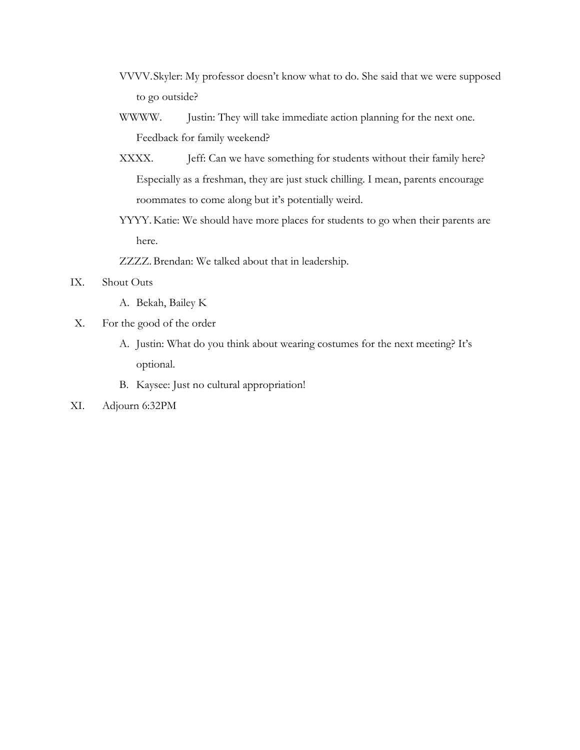VVVV. Skyler: My professor doesn't know what to do. She said that we were supposed to go outside?

WWWW. Justin: They will take immediate action planning for the next one. Feedback for family weekend?

XXXX. Jeff: Can we have something for students without their family here? Especially as a freshman, they are just stuck chilling. I mean, parents encourage roommates to come along but it's potentially weird.

YYYY. Katie: We should have more places for students to go when their parents are here.

ZZZZ. Brendan: We talked about that in leadership.

IX. Shout Outs

A. Bekah, Bailey K

X. For the good of the order

A. Justin: What do you think about wearing costumes for the next meeting? It's optional.

B. Kaysee: Just no cultural appropriation!

XI. Adjourn 6:32PM